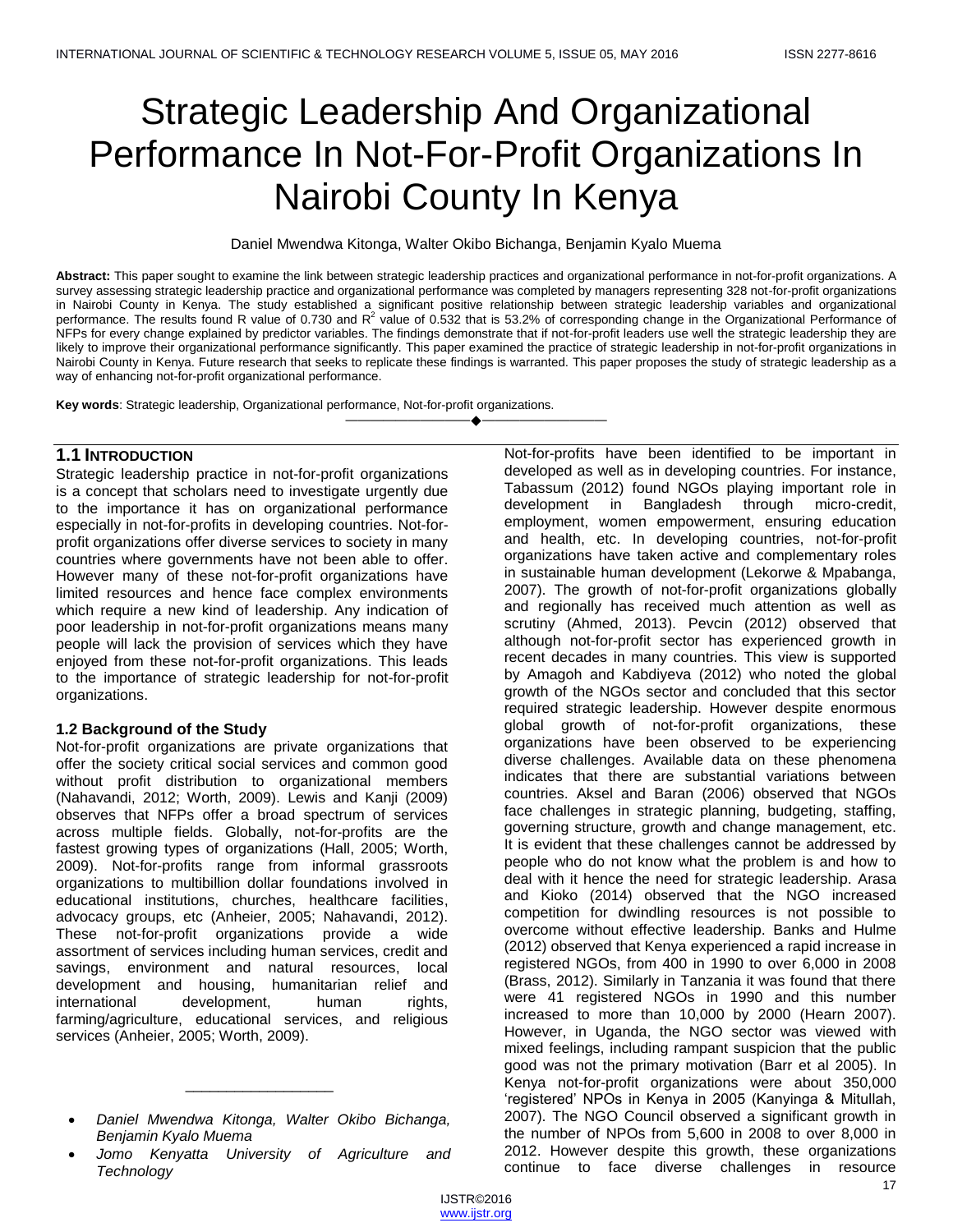# Strategic Leadership And Organizational Performance In Not-For-Profit Organizations In Nairobi County In Kenya

Daniel Mwendwa Kitonga, Walter Okibo Bichanga, Benjamin Kyalo Muema

**Abstract:** This paper sought to examine the link between strategic leadership practices and organizational performance in not-for-profit organizations. A survey assessing strategic leadership practice and organizational performance was completed by managers representing 328 not-for-profit organizations in Nairobi County in Kenya. The study established a significant positive relationship between strategic leadership variables and organizational performance. The results found R value of 0.730 and $R^2$ value of 0.532 that is 53.2% of corresponding change in the Organizational Performance of NFPs for every change explained by predictor variables. The findings demonstrate that if not-for-profit leaders use well the strategic leadership they are likely to improve their organizational performance significantly. This paper examined the practice of strategic leadership in not-for-profit organizations in Nairobi County in Kenya. Future research that seeks to replicate these findings is warranted. This paper proposes the study of strategic leadership as a way of enhancing not-for-profit organizational performance.

**Key words**: Strategic leadership, Organizational performance, Not-for-profit organizations.

---

## 1.1 Introduction

Strategic leadership practice in not-for-profit organizations is a concept that scholars need to investigate urgently due to the importance it has on organizational performance especially in not-for-profits in developing countries. Not-for-profit organizations offer diverse services to society in many countries where governments have not been able to offer. However many of these not-for-profit organizations have limited resources and hence face complex environments which require a new kind of leadership. Any indication of poor leadership in not-for-profit organizations means many people will lack the provision of services which they have enjoyed from these not-for-profit organizations. This leads to the importance of strategic leadership for not-for-profit organizations.

### 1.2 Background of the Study

Not-for-profit organizations are private organizations that offer the society critical social services and common good without profit distribution to organizational members (Nahavandi, 2012; Worth, 2009). Lewis and Kanji (2009) observes that NFPs offer a broad spectrum of services across multiple fields. Globally, not-for-profits are the fastest growing types of organizations (Hall, 2005; Worth, 2009). Not-for-profits range from informal grassroots organizations to multibillion dollar foundations involved in educational institutions, churches, healthcare facilities, advocacy groups, etc (Anheier, 2005; Nahavandi, 2012). These not-for-profit organizations provide a wide assortment of services including human services, credit and savings, environment and natural resources, local development and housing, humanitarian relief and international development, human rights, farming/agriculture, educational services, and religious services (Anheier, 2005; Worth, 2009).

---

- *Daniel Mwendwa Kitonga, Walter Okibo Bichanga, Benjamin Kyalo Muema*
- *Jomo Kenyatta University of Agriculture and Technology*

Not-for-profits have been identified to be important in developed as well as in developing countries. For instance, Tabassum (2012) found NGOs playing important role in development in Bangladesh through micro-credit, employment, women empowerment, ensuring education and health, etc. In developing countries, not-for-profit organizations have taken active and complementary roles in sustainable human development (Lekorwe & Mpabanga, 2007). The growth of not-for-profit organizations globally and regionally has received much attention as well as scrutiny (Ahmed, 2013). Pevcin (2012) observed that although not-for-profit sector has experienced growth in recent decades in many countries. This view is supported by Amagoh and Kabdiyeva (2012) who noted the global growth of the NGOs sector and concluded that this sector required strategic leadership. However despite enormous global growth of not-for-profit organizations, these organizations have been observed to be experiencing diverse challenges. Available data on these phenomena indicates that there are substantial variations between countries. Aksel and Baran (2006) observed that NGOs face challenges in strategic planning, budgeting, staffing, governing structure, growth and change management, etc. It is evident that these challenges cannot be addressed by people who do not know what the problem is and how to deal with it hence the need for strategic leadership. Arasa and Kioko (2014) observed that the NGO increased competition for dwindling resources is not possible to overcome without effective leadership. Banks and Hulme (2012) observed that Kenya experienced a rapid increase in registered NGOs, from 400 in 1990 to over 6,000 in 2008 (Brass, 2012). Similarly in Tanzania it was found that there were 41 registered NGOs in 1990 and this number increased to more than 10,000 by 2000 (Hearn 2007). However, in Uganda, the NGO sector was viewed with mixed feelings, including rampant suspicion that the public good was not the primary motivation (Barr et al 2005). In Kenya not-for-profit organizations were about 350,000 'registered' NPOs in Kenya in 2005 (Kanyinga & Mitullah, 2007). The NGO Council observed a significant growth in the number of NPOs from 5,600 in 2008 to over 8,000 in 2012. However despite this growth, these organizations continue to face diverse challenges in resource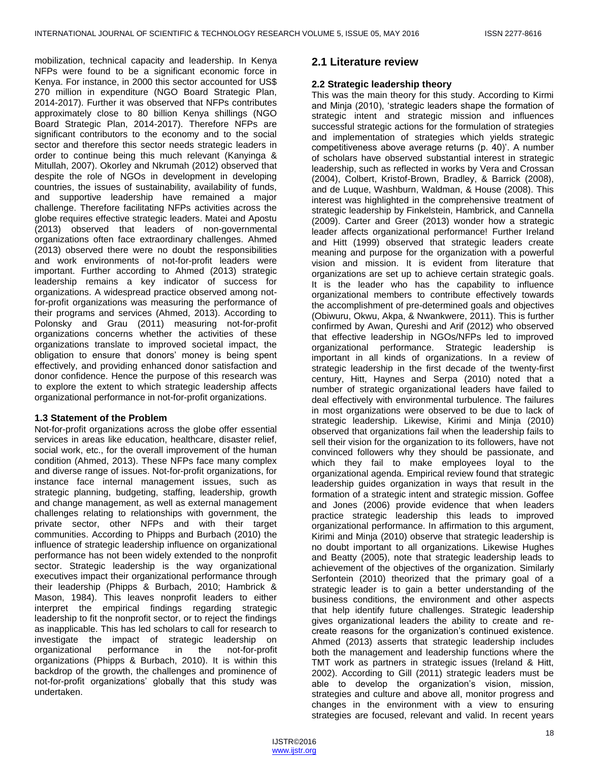mobilization, technical capacity and leadership. In Kenya NFPs were found to be a significant economic force in Kenya. For instance, in 2000 this sector accounted for US$ 270 million in expenditure (NGO Board Strategic Plan, 2014-2017). Further it was observed that NFPs contributes approximately close to 80 billion Kenya shillings (NGO Board Strategic Plan, 2014-2017). Therefore NFPs are significant contributors to the economy and to the social sector and therefore this sector needs strategic leaders in order to continue being this much relevant (Kanyinga & Mitullah, 2007). Okorley and Nkrumah (2012) observed that despite the role of NGOs in development in developing countries, the issues of sustainability, availability of funds, and supportive leadership have remained a major challenge. Therefore facilitating NFPs activities across the globe requires effective strategic leaders. Matei and Apostu (2013) observed that leaders of non-governmental organizations often face extraordinary challenges. Ahmed (2013) observed there were no doubt the responsibilities and work environments of not-for-profit leaders were important. Further according to Ahmed (2013) strategic leadership remains a key indicator of success for organizations. A widespread practice observed among not-for-profit organizations was measuring the performance of their programs and services (Ahmed, 2013). According to Polonsky and Grau (2011) measuring not-for-profit organizations concerns whether the activities of these organizations translate to improved societal impact, the obligation to ensure that donors' money is being spent effectively, and providing enhanced donor satisfaction and donor confidence. Hence the purpose of this research was to explore the extent to which strategic leadership affects organizational performance in not-for-profit organizations.

### 1.3 Statement of the Problem

Not-for-profit organizations across the globe offer essential services in areas like education, healthcare, disaster relief, social work, etc., for the overall improvement of the human condition (Ahmed, 2013). These NFPs face many complex and diverse range of issues. Not-for-profit organizations, for instance face internal management issues, such as strategic planning, budgeting, staffing, leadership, growth and change management, as well as external management challenges relating to relationships with government, the private sector, other NFPs and with their target communities. According to Phipps and Burbach (2010) the influence of strategic leadership influence on organizational performance has not been widely extended to the nonprofit sector. Strategic leadership is the way organizational executives impact their organizational performance through their leadership (Phipps & Burbach, 2010; Hambrick & Mason, 1984). This leaves nonprofit leaders to either interpret the empirical findings regarding strategic leadership to fit the nonprofit sector, or to reject the findings as inapplicable. This has led scholars to call for research to investigate the impact of strategic leadership on organizational performance in the not-for-profit organizations (Phipps & Burbach, 2010). It is within this backdrop of the growth, the challenges and prominence of not-for-profit organizations' globally that this study was undertaken.

## 2.1 Literature review

### 2.2 Strategic leadership theory

This was the main theory for this study. According to Kirmi and Minja (2010), 'strategic leaders shape the formation of strategic intent and strategic mission and influences successful strategic actions for the formulation of strategies and implementation of strategies which yields strategic competitiveness above average returns (p. 40)'. A number of scholars have observed substantial interest in strategic leadership, such as reflected in works by Vera and Crossan (2004), Colbert, Kristof-Brown, Bradley, & Barrick (2008), and de Luque, Washburn, Waldman, & House (2008). This interest was highlighted in the comprehensive treatment of strategic leadership by Finkelstein, Hambrick, and Cannella (2009). Carter and Greer (2013) wonder how a strategic leader affects organizational performance! Further Ireland and Hitt (1999) observed that strategic leaders create meaning and purpose for the organization with a powerful vision and mission. It is evident from literature that organizations are set up to achieve certain strategic goals. It is the leader who has the capability to influence organizational members to contribute effectively towards the accomplishment of pre-determined goals and objectives (Obiwuru, Okwu, Akpa, & Nwankwere, 2011). This is further confirmed by Awan, Qureshi and Arif (2012) who observed that effective leadership in NGOs/NFPs led to improved organizational performance. Strategic leadership is important in all kinds of organizations. In a review of strategic leadership in the first decade of the twenty-first century, Hitt, Haynes and Serpa (2010) noted that a number of strategic organizational leaders have failed to deal effectively with environmental turbulence. The failures in most organizations were observed to be due to lack of strategic leadership. Likewise, Kirimi and Minja (2010) observed that organizations fail when the leadership fails to sell their vision for the organization to its followers, have not convinced followers why they should be passionate, and which they fail to make employees loyal to the organizational agenda. Empirical review found that strategic leadership guides organization in ways that result in the formation of a strategic intent and strategic mission. Goffee and Jones (2006) provide evidence that when leaders practice strategic leadership this leads to improved organizational performance. In affirmation to this argument, Kirimi and Minja (2010) observe that strategic leadership is no doubt important to all organizations. Likewise Hughes and Beatty (2005), note that strategic leadership leads to achievement of the objectives of the organization. Similarly Serfontein (2010) theorized that the primary goal of a strategic leader is to gain a better understanding of the business conditions, the environment and other aspects that help identify future challenges. Strategic leadership gives organizational leaders the ability to create and re-create reasons for the organization's continued existence. Ahmed (2013) asserts that strategic leadership includes both the management and leadership functions where the TMT work as partners in strategic issues (Ireland & Hitt, 2002). According to Gill (2011) strategic leaders must be able to develop the organization's vision, mission, strategies and culture and above all, monitor progress and changes in the environment with a view to ensuring strategies are focused, relevant and valid. In recent years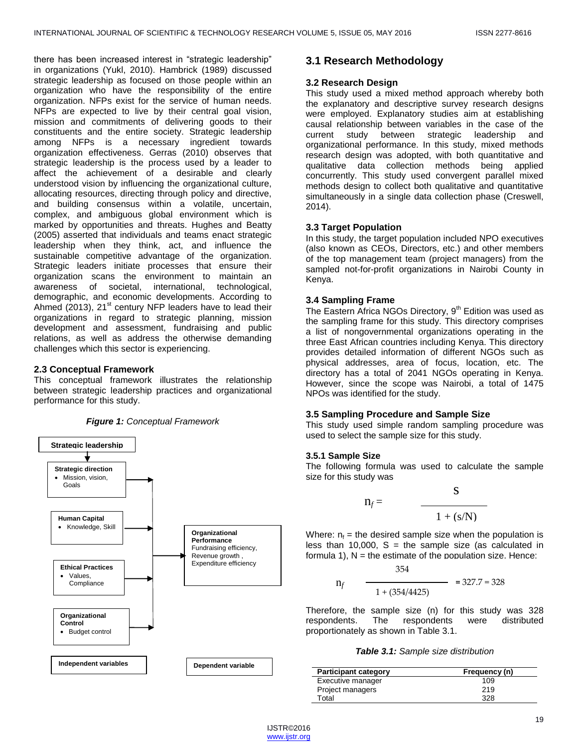there has been increased interest in "strategic leadership" in organizations (Yukl, 2010). Hambrick (1989) discussed strategic leadership as focused on those people within an organization who have the responsibility of the entire organization. NFPs exist for the service of human needs. NFPs are expected to live by their central goal vision, mission and commitments of delivering goods to their constituents and the entire society. Strategic leadership among NFPs is a necessary ingredient towards organization effectiveness. Gerras (2010) observes that strategic leadership is the process used by a leader to affect the achievement of a desirable and clearly understood vision by influencing the organizational culture, allocating resources, directing through policy and directive, and building consensus within a volatile, uncertain, complex, and ambiguous global environment which is marked by opportunities and threats. Hughes and Beatty (2005) asserted that individuals and teams enact strategic leadership when they think, act, and influence the sustainable competitive advantage of the organization. Strategic leaders initiate processes that ensure their organization scans the environment to maintain an awareness of societal, international, technological, demographic, and economic developments. According to Ahmed (2013), 21st century NFP leaders have to lead their organizations in regard to strategic planning, mission development and assessment, fundraising and public relations, as well as address the otherwise demanding challenges which this sector is experiencing.

### 2.3 Conceptual Framework

This conceptual framework illustrates the relationship between strategic leadership practices and organizational performance for this study.

***Figure 1:*** *Conceptual Framework*

Strategic leadership

Strategic direction
- Mission, vision, Goals

Human Capital
- Knowledge, Skill

Ethical Practices
- Values, Compliance

Organizational Control
- Budget control

Organizational Performance
Fundraising efficiency, Revenue growth , Expenditure efficiency

Independent variables

Dependent variable

## 3.1 Research Methodology

### 3.2 Research Design

This study used a mixed method approach whereby both the explanatory and descriptive survey research designs were employed. Explanatory studies aim at establishing causal relationship between variables in the case of the current study between strategic leadership and organizational performance. In this study, mixed methods research design was adopted, with both quantitative and qualitative data collection methods being applied concurrently. This study used convergent parallel mixed methods design to collect both qualitative and quantitative simultaneously in a single data collection phase (Creswell, 2014).

### 3.3 Target Population

In this study, the target population included NPO executives (also known as CEOs, Directors, etc.) and other members of the top management team (project managers) from the sampled not-for-profit organizations in Nairobi County in Kenya.

### 3.4 Sampling Frame

The Eastern Africa NGOs Directory, 9th Edition was used as the sampling frame for this study. This directory comprises a list of nongovernmental organizations operating in the three East African countries including Kenya. This directory provides detailed information of different NGOs such as physical addresses, area of focus, location, etc. The directory has a total of 2041 NGOs operating in Kenya. However, since the scope was Nairobi, a total of 1475 NPOs was identified for the study.

### 3.5 Sampling Procedure and Sample Size

This study used simple random sampling procedure was used to select the sample size for this study.

#### 3.5.1 Sample Size

The following formula was used to calculate the sample size for this study was

$$n_f = \frac{S}{1 + (s/N)}$$

Where: $n_f$ = the desired sample size when the population is less than 10,000, S = the sample size (as calculated in formula 1), N = the estimate of the population size. Hence:

$$n_f \quad \frac{354}{1 + (354/4425)} = 327.7 = 328$$

Therefore, the sample size (n) for this study was 328 respondents. The respondents were distributed proportionately as shown in Table 3.1.

***Table 3.1:*** *Sample size distribution*

| Participant category | Frequency (n) |
|---|---|
| Executive manager | 109 |
| Project managers | 219 |
| Total | 328 |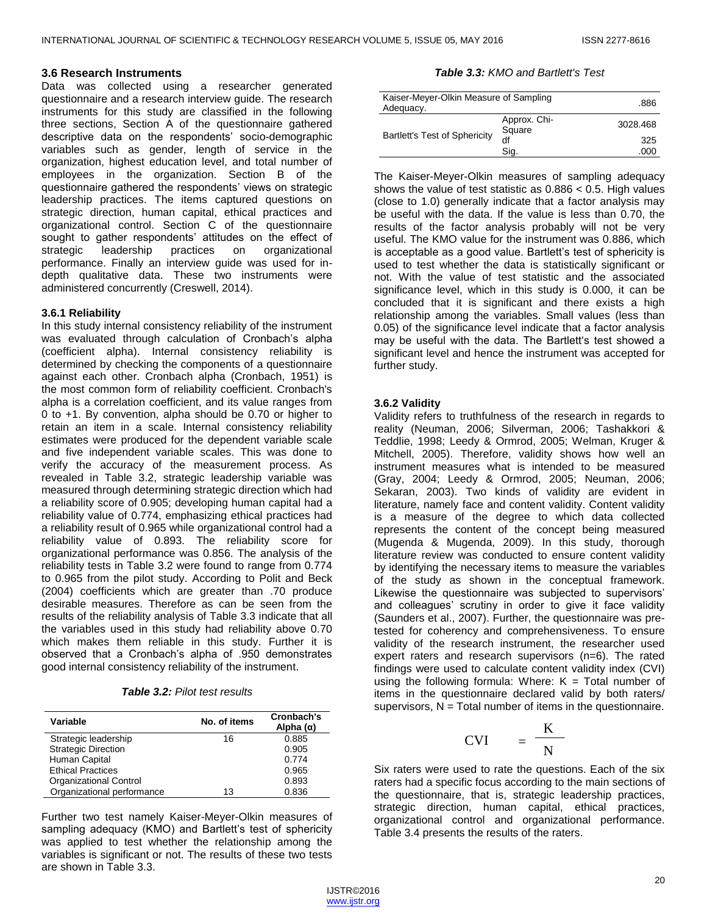### 3.6 Research Instruments

Data was collected using a researcher generated questionnaire and a research interview guide. The research instruments for this study are classified in the following three sections, Section A of the questionnaire gathered descriptive data on the respondents' socio-demographic variables such as gender, length of service in the organization, highest education level, and total number of employees in the organization. Section B of the questionnaire gathered the respondents' views on strategic leadership practices. The items captured questions on strategic direction, human capital, ethical practices and organizational control. Section C of the questionnaire sought to gather respondents' attitudes on the effect of strategic leadership practices on organizational performance. Finally an interview guide was used for in-depth qualitative data. These two instruments were administered concurrently (Creswell, 2014).

#### 3.6.1 Reliability

In this study internal consistency reliability of the instrument was evaluated through calculation of Cronbach's alpha (coefficient alpha). Internal consistency reliability is determined by checking the components of a questionnaire against each other. Cronbach alpha (Cronbach, 1951) is the most common form of reliability coefficient. Cronbach's alpha is a correlation coefficient, and its value ranges from 0 to +1. By convention, alpha should be 0.70 or higher to retain an item in a scale. Internal consistency reliability estimates were produced for the dependent variable scale and five independent variable scales. This was done to verify the accuracy of the measurement process. As revealed in Table 3.2, strategic leadership variable was measured through determining strategic direction which had a reliability score of 0.905; developing human capital had a reliability value of 0.774, emphasizing ethical practices had a reliability result of 0.965 while organizational control had a reliability value of 0.893. The reliability score for organizational performance was 0.856. The analysis of the reliability tests in Table 3.2 were found to range from 0.774 to 0.965 from the pilot study. According to Polit and Beck (2004) coefficients which are greater than .70 produce desirable measures. Therefore as can be seen from the results of the reliability analysis of Table 3.3 indicate that all the variables used in this study had reliability above 0.70 which makes them reliable in this study. Further it is observed that a Cronbach's alpha of .950 demonstrates good internal consistency reliability of the instrument.

***Table 3.2:*** *Pilot test results*

| Variable | No. of items | Cronbach's Alpha (α) |
|---|---|---|
| Strategic leadership | 16 | 0.885 |
| Strategic Direction | | 0.905 |
| Human Capital | | 0.774 |
| Ethical Practices | | 0.965 |
| Organizational Control | | 0.893 |
| Organizational performance | 13 | 0.836 |

Further two test namely Kaiser-Meyer-Olkin measures of sampling adequacy (KMO) and Bartlett's test of sphericity was applied to test whether the relationship among the variables is significant or not. The results of these two tests are shown in Table 3.3.

***Table 3.3:*** *KMO and Bartlett's Test*

| | | |
|---|---|---|
| Kaiser-Meyer-Olkin Measure of Sampling Adequacy. | | .886 |
| Bartlett's Test of Sphericity | Approx. Chi-Square | 3028.468 |
| | df | 325 |
| | Sig. | .000 |

The Kaiser-Meyer-Olkin measures of sampling adequacy shows the value of test statistic as 0.886 < 0.5. High values (close to 1.0) generally indicate that a factor analysis may be useful with the data. If the value is less than 0.70, the results of the factor analysis probably will not be very useful. The KMO value for the instrument was 0.886, which is acceptable as a good value. Bartlett's test of sphericity is used to test whether the data is statistically significant or not. With the value of test statistic and the associated significance level, which in this study is 0.000, it can be concluded that it is significant and there exists a high relationship among the variables. Small values (less than 0.05) of the significance level indicate that a factor analysis may be useful with the data. The Bartlett's test showed a significant level and hence the instrument was accepted for further study.

#### 3.6.2 Validity

Validity refers to truthfulness of the research in regards to reality (Neuman, 2006; Silverman, 2006; Tashakkori & Teddlie, 1998; Leedy & Ormrod, 2005; Welman, Kruger & Mitchell, 2005). Therefore, validity shows how well an instrument measures what is intended to be measured (Gray, 2004; Leedy & Ormrod, 2005; Neuman, 2006; Sekaran, 2003). Two kinds of validity are evident in literature, namely face and content validity. Content validity is a measure of the degree to which data collected represents the content of the concept being measured (Mugenda & Mugenda, 2009). In this study, thorough literature review was conducted to ensure content validity by identifying the necessary items to measure the variables of the study as shown in the conceptual framework. Likewise the questionnaire was subjected to supervisors' and colleagues' scrutiny in order to give it face validity (Saunders et al., 2007). Further, the questionnaire was pre-tested for coherency and comprehensiveness. To ensure validity of the research instrument, the researcher used expert raters and research supervisors (n=6). The rated findings were used to calculate content validity index (CVI) using the following formula: Where: K = Total number of items in the questionnaire declared valid by both raters/ supervisors, N = Total number of items in the questionnaire.

$$CVI = \frac{K}{N}$$

Six raters were used to rate the questions. Each of the six raters had a specific focus according to the main sections of the questionnaire, that is, strategic leadership practices, strategic direction, human capital, ethical practices, organizational control and organizational performance. Table 3.4 presents the results of the raters.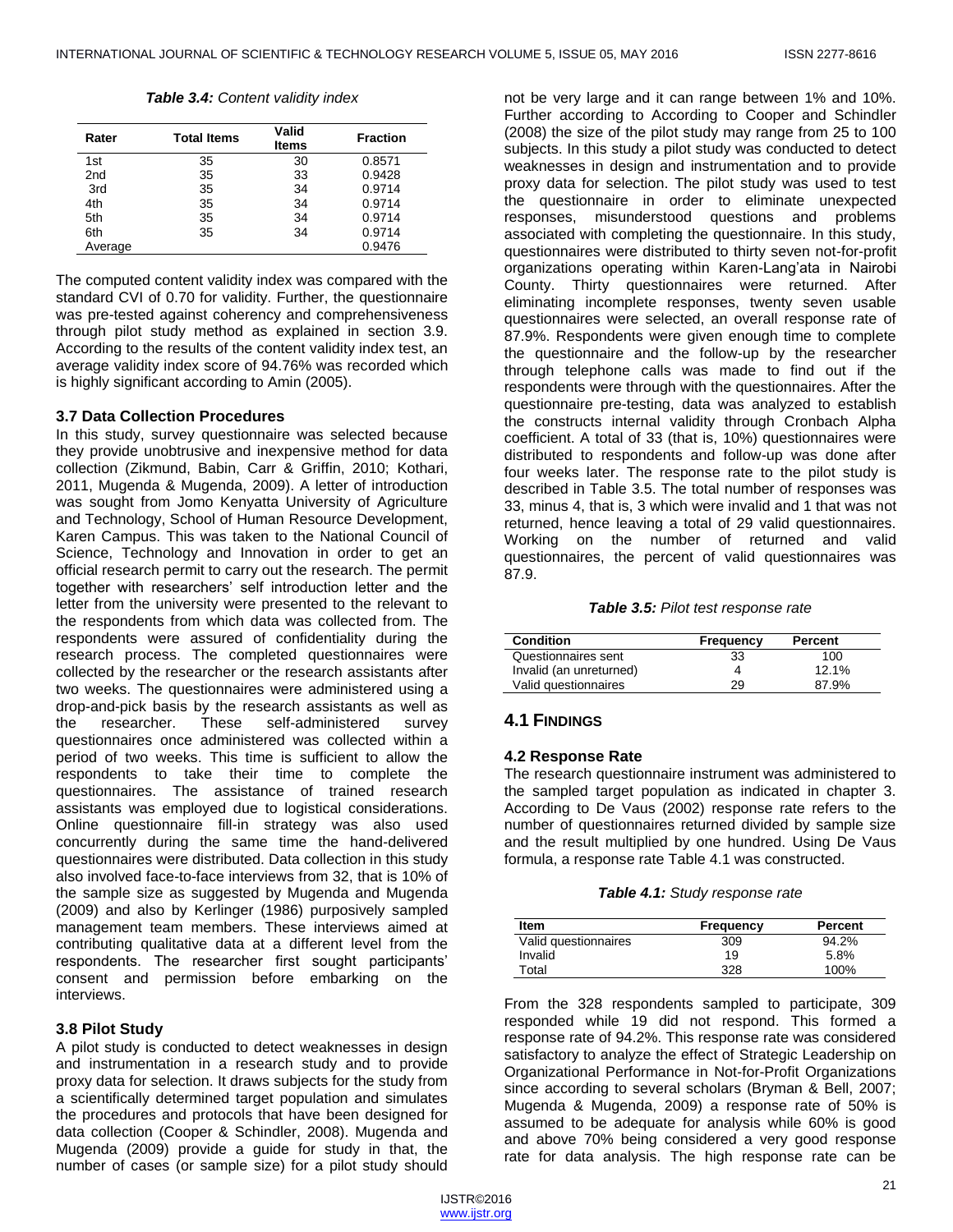*Table 3.4: Content validity index*

| Rater | Total Items | Valid Items | Fraction |
|---|---|---|---|
| 1st | 35 | 30 | 0.8571 |
| 2nd | 35 | 33 | 0.9428 |
| 3rd | 35 | 34 | 0.9714 |
| 4th | 35 | 34 | 0.9714 |
| 5th | 35 | 34 | 0.9714 |
| 6th | 35 | 34 | 0.9714 |
| Average | | | 0.9476 |

The computed content validity index was compared with the standard CVI of 0.70 for validity. Further, the questionnaire was pre-tested against coherency and comprehensiveness through pilot study method as explained in section 3.9. According to the results of the content validity index test, an average validity index score of 94.76% was recorded which is highly significant according to Amin (2005).

### 3.7 Data Collection Procedures

In this study, survey questionnaire was selected because they provide unobtrusive and inexpensive method for data collection (Zikmund, Babin, Carr & Griffin, 2010; Kothari, 2011, Mugenda & Mugenda, 2009). A letter of introduction was sought from Jomo Kenyatta University of Agriculture and Technology, School of Human Resource Development, Karen Campus. This was taken to the National Council of Science, Technology and Innovation in order to get an official research permit to carry out the research. The permit together with researchers' self introduction letter and the letter from the university were presented to the relevant to the respondents from which data was collected from. The respondents were assured of confidentiality during the research process. The completed questionnaires were collected by the researcher or the research assistants after two weeks. The questionnaires were administered using a drop-and-pick basis by the research assistants as well as the researcher. These self-administered survey questionnaires once administered was collected within a period of two weeks. This time is sufficient to allow the respondents to take their time to complete the questionnaires. The assistance of trained research assistants was employed due to logistical considerations. Online questionnaire fill-in strategy was also used concurrently during the same time the hand-delivered questionnaires were distributed. Data collection in this study also involved face-to-face interviews from 32, that is 10% of the sample size as suggested by Mugenda and Mugenda (2009) and also by Kerlinger (1986) purposively sampled management team members. These interviews aimed at contributing qualitative data at a different level from the respondents. The researcher first sought participants' consent and permission before embarking on the interviews.

### 3.8 Pilot Study

A pilot study is conducted to detect weaknesses in design and instrumentation in a research study and to provide proxy data for selection. It draws subjects for the study from a scientifically determined target population and simulates the procedures and protocols that have been designed for data collection (Cooper & Schindler, 2008). Mugenda and Mugenda (2009) provide a guide for study in that, the number of cases (or sample size) for a pilot study should not be very large and it can range between 1% and 10%. Further according to According to Cooper and Schindler (2008) the size of the pilot study may range from 25 to 100 subjects. In this study a pilot study was conducted to detect weaknesses in design and instrumentation and to provide proxy data for selection. The pilot study was used to test the questionnaire in order to eliminate unexpected responses, misunderstood questions and problems associated with completing the questionnaire. In this study, questionnaires were distributed to thirty seven not-for-profit organizations operating within Karen-Lang'ata in Nairobi County. Thirty questionnaires were returned. After eliminating incomplete responses, twenty seven usable questionnaires were selected, an overall response rate of 87.9%. Respondents were given enough time to complete the questionnaire and the follow-up by the researcher through telephone calls was made to find out if the respondents were through with the questionnaires. After the questionnaire pre-testing, data was analyzed to establish the constructs internal validity through Cronbach Alpha coefficient. A total of 33 (that is, 10%) questionnaires were distributed to respondents and follow-up was done after four weeks later. The response rate to the pilot study is described in Table 3.5. The total number of responses was 33, minus 4, that is, 3 which were invalid and 1 that was not returned, hence leaving a total of 29 valid questionnaires. Working on the number of returned and valid questionnaires, the percent of valid questionnaires was 87.9.

*Table 3.5: Pilot test response rate*

| Condition | Frequency | Percent |
|---|---|---|
| Questionnaires sent | 33 | 100 |
| Invalid (an unreturned) | 4 | 12.1% |
| Valid questionnaires | 29 | 87.9% |

## 4.1 FINDINGS

### 4.2 Response Rate

The research questionnaire instrument was administered to the sampled target population as indicated in chapter 3. According to De Vaus (2002) response rate refers to the number of questionnaires returned divided by sample size and the result multiplied by one hundred. Using De Vaus formula, a response rate Table 4.1 was constructed.

*Table 4.1: Study response rate*

| Item | Frequency | Percent |
|---|---|---|
| Valid questionnaires | 309 | 94.2% |
| Invalid | 19 | 5.8% |
| Total | 328 | 100% |

From the 328 respondents sampled to participate, 309 responded while 19 did not respond. This formed a response rate of 94.2%. This response rate was considered satisfactory to analyze the effect of Strategic Leadership on Organizational Performance in Not-for-Profit Organizations since according to several scholars (Bryman & Bell, 2007; Mugenda & Mugenda, 2009) a response rate of 50% is assumed to be adequate for analysis while 60% is good and above 70% being considered a very good response rate for data analysis. The high response rate can be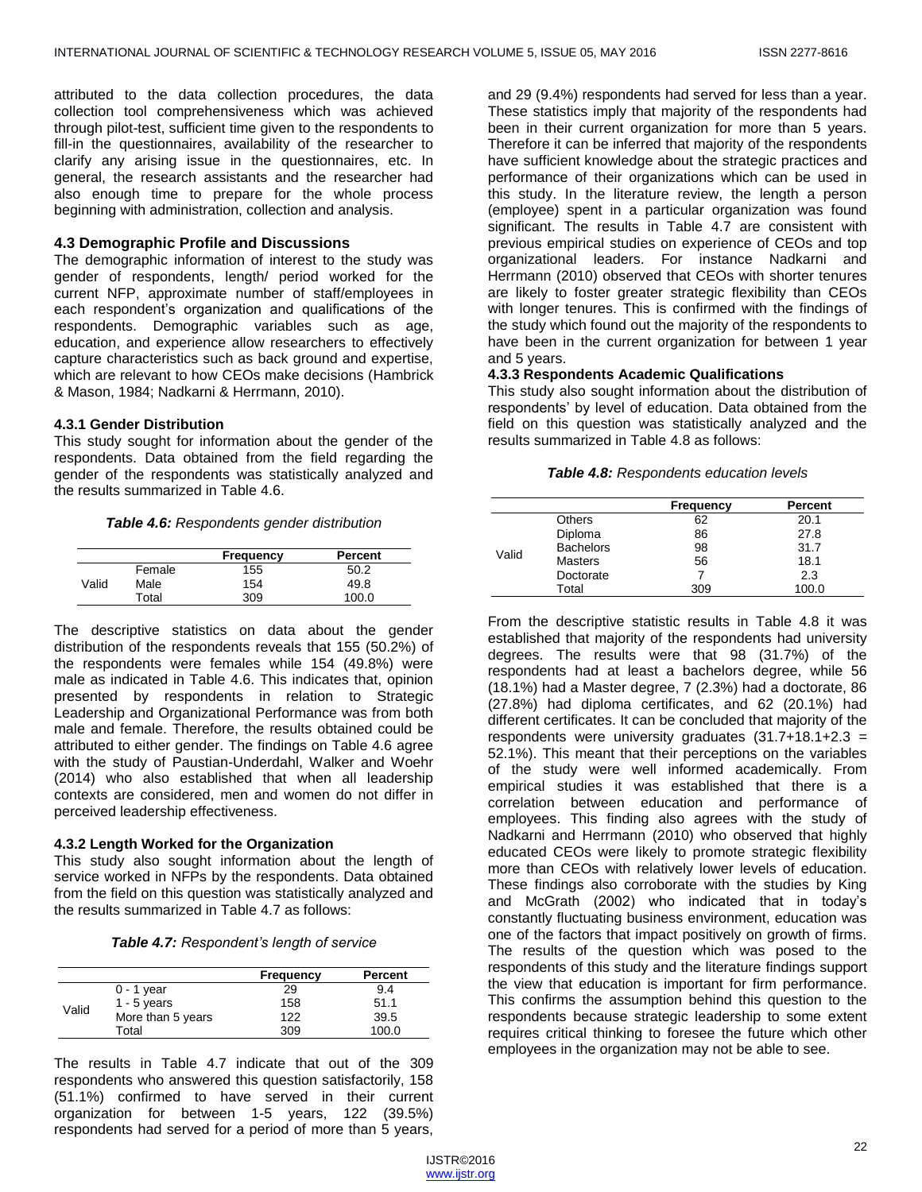attributed to the data collection procedures, the data collection tool comprehensiveness which was achieved through pilot-test, sufficient time given to the respondents to fill-in the questionnaires, availability of the researcher to clarify any arising issue in the questionnaires, etc. In general, the research assistants and the researcher had also enough time to prepare for the whole process beginning with administration, collection and analysis.

### 4.3 Demographic Profile and Discussions

The demographic information of interest to the study was gender of respondents, length/ period worked for the current NFP, approximate number of staff/employees in each respondent's organization and qualifications of the respondents. Demographic variables such as age, education, and experience allow researchers to effectively capture characteristics such as back ground and expertise, which are relevant to how CEOs make decisions (Hambrick & Mason, 1984; Nadkarni & Herrmann, 2010).

#### 4.3.1 Gender Distribution

This study sought for information about the gender of the respondents. Data obtained from the field regarding the gender of the respondents was statistically analyzed and the results summarized in Table 4.6.

***Table 4.6:** Respondents gender distribution*

| | | Frequency | Percent |
|---|---|---|---|
| Valid | Female | 155 | 50.2 |
| | Male | 154 | 49.8 |
| | Total | 309 | 100.0 |

The descriptive statistics on data about the gender distribution of the respondents reveals that 155 (50.2%) of the respondents were females while 154 (49.8%) were male as indicated in Table 4.6. This indicates that, opinion presented by respondents in relation to Strategic Leadership and Organizational Performance was from both male and female. Therefore, the results obtained could be attributed to either gender. The findings on Table 4.6 agree with the study of Paustian-Underdahl, Walker and Woehr (2014) who also established that when all leadership contexts are considered, men and women do not differ in perceived leadership effectiveness.

#### 4.3.2 Length Worked for the Organization

This study also sought information about the length of service worked in NFPs by the respondents. Data obtained from the field on this question was statistically analyzed and the results summarized in Table 4.7 as follows:

***Table 4.7:** Respondent's length of service*

| | | Frequency | Percent |
|---|---|---|---|
| Valid | 0 - 1 year | 29 | 9.4 |
| | 1 - 5 years | 158 | 51.1 |
| | More than 5 years | 122 | 39.5 |
| | Total | 309 | 100.0 |

The results in Table 4.7 indicate that out of the 309 respondents who answered this question satisfactorily, 158 (51.1%) confirmed to have served in their current organization for between 1-5 years, 122 (39.5%) respondents had served for a period of more than 5 years, and 29 (9.4%) respondents had served for less than a year. These statistics imply that majority of the respondents had been in their current organization for more than 5 years. Therefore it can be inferred that majority of the respondents have sufficient knowledge about the strategic practices and performance of their organizations which can be used in this study. In the literature review, the length a person (employee) spent in a particular organization was found significant. The results in Table 4.7 are consistent with previous empirical studies on experience of CEOs and top organizational leaders. For instance Nadkarni and Herrmann (2010) observed that CEOs with shorter tenures are likely to foster greater strategic flexibility than CEOs with longer tenures. This is confirmed with the findings of the study which found out the majority of the respondents to have been in the current organization for between 1 year and 5 years.

#### 4.3.3 Respondents Academic Qualifications

This study also sought information about the distribution of respondents' by level of education. Data obtained from the field on this question was statistically analyzed and the results summarized in Table 4.8 as follows:

***Table 4.8:** Respondents education levels*

| | | Frequency | Percent |
|---|---|---|---|
| Valid | Others | 62 | 20.1 |
| | Diploma | 86 | 27.8 |
| | Bachelors | 98 | 31.7 |
| | Masters | 56 | 18.1 |
| | Doctorate | 7 | 2.3 |
| | Total | 309 | 100.0 |

From the descriptive statistic results in Table 4.8 it was established that majority of the respondents had university degrees. The results were that 98 (31.7%) of the respondents had at least a bachelors degree, while 56 (18.1%) had a Master degree, 7 (2.3%) had a doctorate, 86 (27.8%) had diploma certificates, and 62 (20.1%) had different certificates. It can be concluded that majority of the respondents were university graduates (31.7+18.1+2.3 = 52.1%). This meant that their perceptions on the variables of the study were well informed academically. From empirical studies it was established that there is a correlation between education and performance of employees. This finding also agrees with the study of Nadkarni and Herrmann (2010) who observed that highly educated CEOs were likely to promote strategic flexibility more than CEOs with relatively lower levels of education. These findings also corroborate with the studies by King and McGrath (2002) who indicated that in today's constantly fluctuating business environment, education was one of the factors that impact positively on growth of firms. The results of the question which was posed to the respondents of this study and the literature findings support the view that education is important for firm performance. This confirms the assumption behind this question to the respondents because strategic leadership to some extent requires critical thinking to foresee the future which other employees in the organization may not be able to see.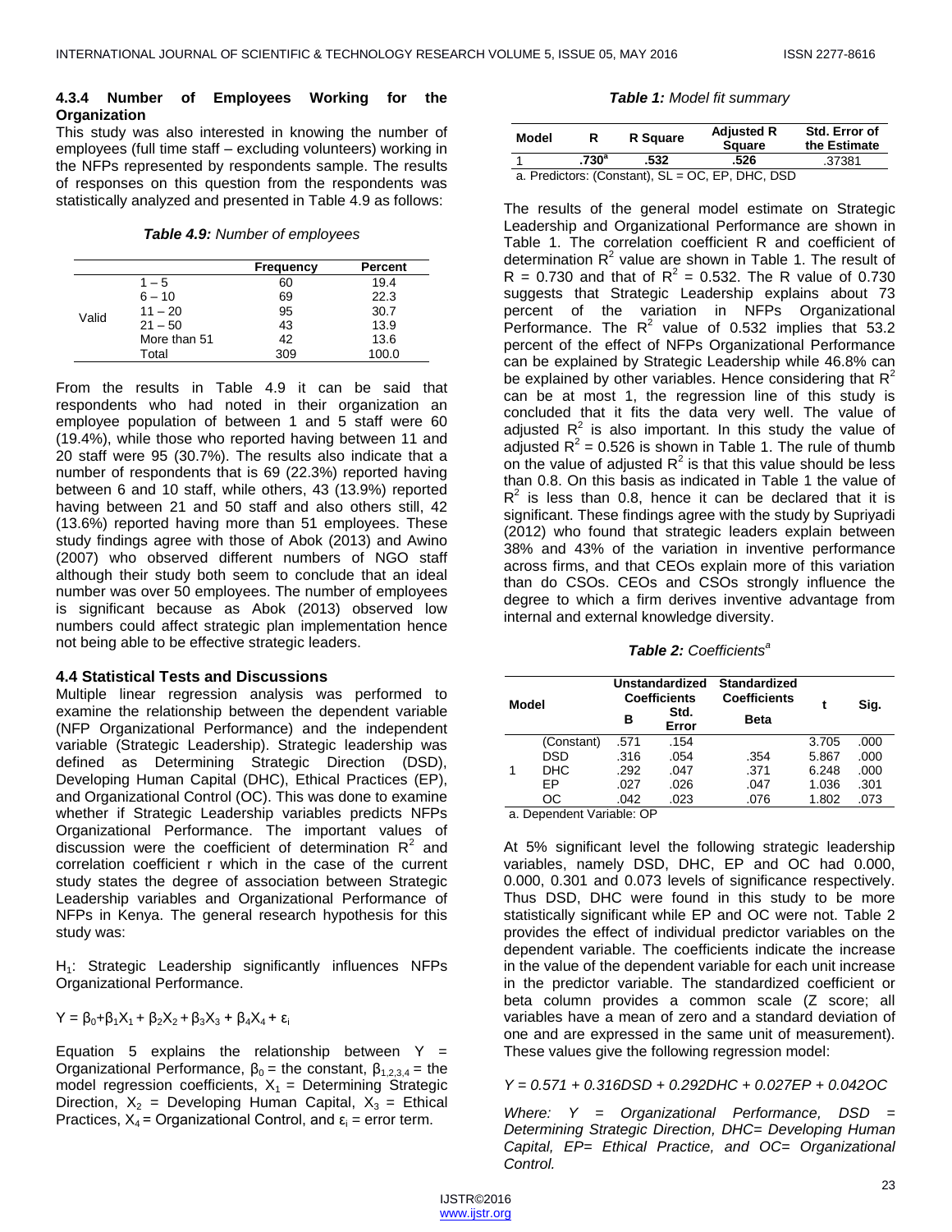#### 4.3.4 Number of Employees Working for the Organization

This study was also interested in knowing the number of employees (full time staff – excluding volunteers) working in the NFPs represented by respondents sample. The results of responses on this question from the respondents was statistically analyzed and presented in Table 4.9 as follows:

***Table 4.9:*** *Number of employees*

| | | Frequency | Percent |
|---|---|---|---|
| Valid | 1 – 5 | 60 | 19.4 |
| | 6 – 10 | 69 | 22.3 |
| | 11 – 20 | 95 | 30.7 |
| | 21 – 50 | 43 | 13.9 |
| | More than 51 | 42 | 13.6 |
| | Total | 309 | 100.0 |

From the results in Table 4.9 it can be said that respondents who had noted in their organization an employee population of between 1 and 5 staff were 60 (19.4%), while those who reported having between 11 and 20 staff were 95 (30.7%). The results also indicate that a number of respondents that is 69 (22.3%) reported having between 6 and 10 staff, while others, 43 (13.9%) reported having between 21 and 50 staff and also others still, 42 (13.6%) reported having more than 51 employees. These study findings agree with those of Abok (2013) and Awino (2007) who observed different numbers of NGO staff although their study both seem to conclude that an ideal number was over 50 employees. The number of employees is significant because as Abok (2013) observed low numbers could affect strategic plan implementation hence not being able to be effective strategic leaders.

### 4.4 Statistical Tests and Discussions

Multiple linear regression analysis was performed to examine the relationship between the dependent variable (NFP Organizational Performance) and the independent variable (Strategic Leadership). Strategic leadership was defined as Determining Strategic Direction (DSD), Developing Human Capital (DHC), Ethical Practices (EP), and Organizational Control (OC). This was done to examine whether if Strategic Leadership variables predicts NFPs Organizational Performance. The important values of discussion were the coefficient of determination $R^2$ and correlation coefficient r which in the case of the current study states the degree of association between Strategic Leadership variables and Organizational Performance of NFPs in Kenya. The general research hypothesis for this study was:

$H_1$: Strategic Leadership significantly influences NFPs Organizational Performance.

$$Y = \beta_0+\beta_1X_1 + \beta_2X_2 + \beta_3X_3 + \beta_4X_4 + \varepsilon_i$$

Equation 5 explains the relationship between Y = Organizational Performance, $\beta_0$ = the constant, $\beta_{1,2,3,4}$ = the model regression coefficients, $X_1$ = Determining Strategic Direction, $X_2$ = Developing Human Capital, $X_3$ = Ethical Practices, $X_4$ = Organizational Control, and $\varepsilon_i$ = error term.

***Table 1:*** *Model fit summary*

| Model | R | R Square | Adjusted R Square | Std. Error of the Estimate |
|---|---|---|---|---|
| 1 | .730[a] | .532 | .526 | .37381 |

a. Predictors: (Constant), SL = OC, EP, DHC, DSD

The results of the general model estimate on Strategic Leadership and Organizational Performance are shown in Table 1. The correlation coefficient R and coefficient of determination $R^2$ value are shown in Table 1. The result of R = 0.730 and that of $R^2$ = 0.532. The R value of 0.730 suggests that Strategic Leadership explains about 73 percent of the variation in NFPs Organizational Performance. The $R^2$ value of 0.532 implies that 53.2 percent of the effect of NFPs Organizational Performance can be explained by Strategic Leadership while 46.8% can be explained by other variables. Hence considering that $R^2$ can be at most 1, the regression line of this study is concluded that it fits the data very well. The value of adjusted $R^2$ is also important. In this study the value of adjusted $R^2$ = 0.526 is shown in Table 1. The rule of thumb on the value of adjusted $R^2$ is that this value should be less than 0.8. On this basis as indicated in Table 1 the value of $R^2$ is less than 0.8, hence it can be declared that it is significant. These findings agree with the study by Supriyadi (2012) who found that strategic leaders explain between 38% and 43% of the variation in inventive performance across firms, and that CEOs explain more of this variation than do CSOs. CEOs and CSOs strongly influence the degree to which a firm derives inventive advantage from internal and external knowledge diversity.

***Table 2:*** *Coefficients[a]*

| Model | | Unstandardized Coefficients | | Standardized Coefficients | t | Sig. |
|---|---|---|---|---|---|---|
| | | B | Std. Error | Beta | | |
| 1 | (Constant) | .571 | .154 | | 3.705 | .000 |
| | DSD | .316 | .054 | .354 | 5.867 | .000 |
| | DHC | .292 | .047 | .371 | 6.248 | .000 |
| | EP | .027 | .026 | .047 | 1.036 | .301 |
| | OC | .042 | .023 | .076 | 1.802 | .073 |

a. Dependent Variable: OP

At 5% significant level the following strategic leadership variables, namely DSD, DHC, EP and OC had 0.000, 0.000, 0.301 and 0.073 levels of significance respectively. Thus DSD, DHC were found in this study to be more statistically significant while EP and OC were not. Table 2 provides the effect of individual predictor variables on the dependent variable. The coefficients indicate the increase in the value of the dependent variable for each unit increase in the predictor variable. The standardized coefficient or beta column provides a common scale (Z score; all variables have a mean of zero and a standard deviation of one and are expressed in the same unit of measurement). These values give the following regression model:

$$Y = 0.571 + 0.316DSD + 0.292DHC + 0.027EP + 0.042OC$$

*Where: Y = Organizational Performance, DSD = Determining Strategic Direction, DHC= Developing Human Capital, EP= Ethical Practice, and OC= Organizational Control.*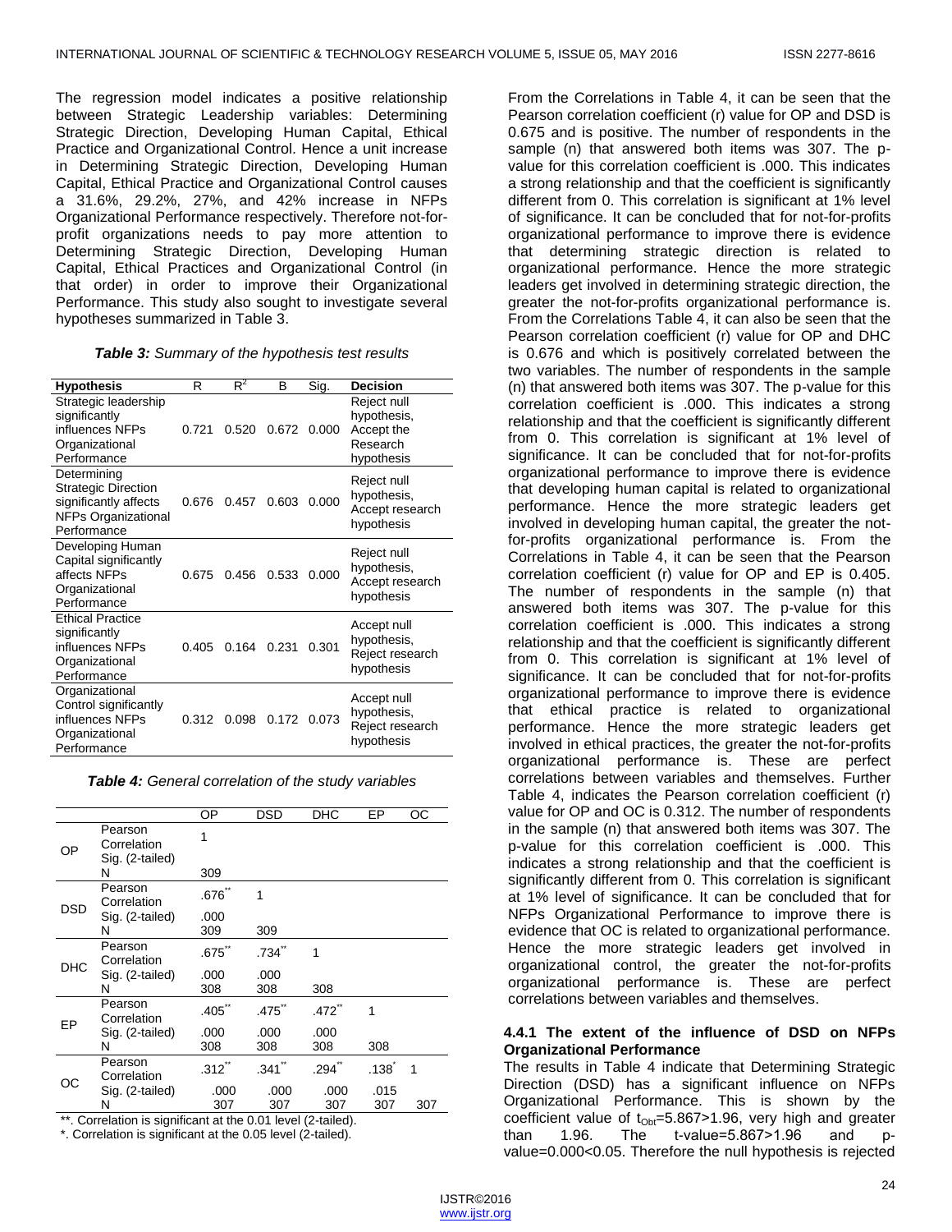The regression model indicates a positive relationship between Strategic Leadership variables: Determining Strategic Direction, Developing Human Capital, Ethical Practice and Organizational Control. Hence a unit increase in Determining Strategic Direction, Developing Human Capital, Ethical Practice and Organizational Control causes a 31.6%, 29.2%, 27%, and 42% increase in NFPs Organizational Performance respectively. Therefore not-for-profit organizations needs to pay more attention to Determining Strategic Direction, Developing Human Capital, Ethical Practices and Organizational Control (in that order) in order to improve their Organizational Performance. This study also sought to investigate several hypotheses summarized in Table 3.

***Table 3:*** *Summary of the hypothesis test results*

| Hypothesis | R | $R^2$ | B | Sig. | Decision |
|---|---|---|---|---|---|
| Strategic leadership significantly influences NFPs Organizational Performance | 0.721 | 0.520 | 0.672 | 0.000 | Reject null hypothesis, Accept the Research hypothesis |
| Determining Strategic Direction significantly affects NFPs Organizational Performance | 0.676 | 0.457 | 0.603 | 0.000 | Reject null hypothesis, Accept research hypothesis |
| Developing Human Capital significantly affects NFPs Organizational Performance | 0.675 | 0.456 | 0.533 | 0.000 | Reject null hypothesis, Accept research hypothesis |
| Ethical Practice significantly influences NFPs Organizational Performance | 0.405 | 0.164 | 0.231 | 0.301 | Accept null hypothesis, Reject research hypothesis |
| Organizational Control significantly influences NFPs Organizational Performance | 0.312 | 0.098 | 0.172 | 0.073 | Accept null hypothesis, Reject research hypothesis |

***Table 4:*** *General correlation of the study variables*

| | | OP | DSD | DHC | EP | OC |
|---|---|---|---|---|---|---|
| OP | Pearson Correlation | 1 | | | | |
| | Sig. (2-tailed) | | | | | |
| | N | 309 | | | | |
| DSD | Pearson Correlation | .676** | 1 | | | |
| | Sig. (2-tailed) | .000 | | | | |
| | N | 309 | 309 | | | |
| DHC | Pearson Correlation | .675** | .734** | 1 | | |
| | Sig. (2-tailed) | .000 | .000 | | | |
| | N | 308 | 308 | 308 | | |
| EP | Pearson Correlation | .405** | .475** | .472** | 1 | |
| | Sig. (2-tailed) | .000 | .000 | .000 | | |
| | N | 308 | 308 | 308 | 308 | |
| OC | Pearson Correlation | .312** | .341** | .294** | .138* | 1 |
| | Sig. (2-tailed) | .000 | .000 | .000 | .015 | |
| | N | 307 | 307 | 307 | 307 | 307 |

**. Correlation is significant at the 0.01 level (2-tailed).
*. Correlation is significant at the 0.05 level (2-tailed).

From the Correlations in Table 4, it can be seen that the Pearson correlation coefficient (r) value for OP and DSD is 0.675 and is positive. The number of respondents in the sample (n) that answered both items was 307. The p-value for this correlation coefficient is .000. This indicates a strong relationship and that the coefficient is significantly different from 0. This correlation is significant at 1% level of significance. It can be concluded that for not-for-profits organizational performance to improve there is evidence that determining strategic direction is related to organizational performance. Hence the more strategic leaders get involved in determining strategic direction, the greater the not-for-profits organizational performance is. From the Correlations Table 4, it can also be seen that the Pearson correlation coefficient (r) value for OP and DHC is 0.676 and which is positively correlated between the two variables. The number of respondents in the sample (n) that answered both items was 307. The p-value for this correlation coefficient is .000. This indicates a strong relationship and that the coefficient is significantly different from 0. This correlation is significant at 1% level of significance. It can be concluded that for not-for-profits organizational performance to improve there is evidence that developing human capital is related to organizational performance. Hence the more strategic leaders get involved in developing human capital, the greater the not-for-profits organizational performance is. From the Correlations in Table 4, it can be seen that the Pearson correlation coefficient (r) value for OP and EP is 0.405. The number of respondents in the sample (n) that answered both items was 307. The p-value for this correlation coefficient is .000. This indicates a strong relationship and that the coefficient is significantly different from 0. This correlation is significant at 1% level of significance. It can be concluded that for not-for-profits organizational performance to improve there is evidence that ethical practice is related to organizational performance. Hence the more strategic leaders get involved in ethical practices, the greater the not-for-profits organizational performance is. These are perfect correlations between variables and themselves. Further Table 4, indicates the Pearson correlation coefficient (r) value for OP and OC is 0.312. The number of respondents in the sample (n) that answered both items was 307. The p-value for this correlation coefficient is .000. This indicates a strong relationship and that the coefficient is significantly different from 0. This correlation is significant at 1% level of significance. It can be concluded that for NFPs Organizational Performance to improve there is evidence that OC is related to organizational performance. Hence the more strategic leaders get involved in organizational control, the greater the not-for-profits organizational performance is. These are perfect correlations between variables and themselves.

#### 4.4.1 The extent of the influence of DSD on NFPs Organizational Performance

The results in Table 4 indicate that Determining Strategic Direction (DSD) has a significant influence on NFPs Organizational Performance. This is shown by the coefficient value of $t_{Obt}$=5.867>1.96, very high and greater than 1.96. The t-value=5.867>1.96 and p-value=0.000<0.05. Therefore the null hypothesis is rejected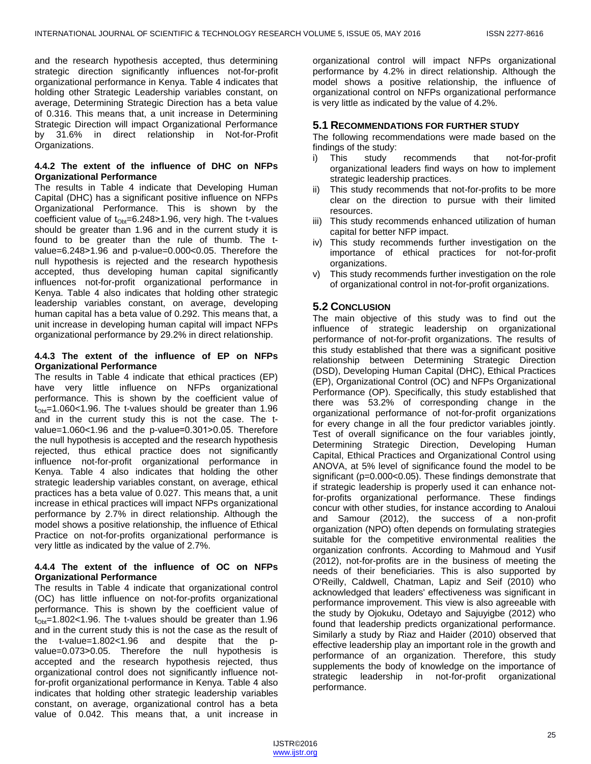and the research hypothesis accepted, thus determining strategic direction significantly influences not-for-profit organizational performance in Kenya. Table 4 indicates that holding other Strategic Leadership variables constant, on average, Determining Strategic Direction has a beta value of 0.316. This means that, a unit increase in Determining Strategic Direction will impact Organizational Performance by 31.6% in direct relationship in Not-for-Profit Organizations.

#### 4.4.2 The extent of the influence of DHC on NFPs Organizational Performance

The results in Table 4 indicate that Developing Human Capital (DHC) has a significant positive influence on NFPs Organizational Performance. This is shown by the coefficient value of $t_{Obt}$=6.248>1.96, very high. The t-values should be greater than 1.96 and in the current study it is found to be greater than the rule of thumb. The t-value=6.248>1.96 and p-value=0.000<0.05. Therefore the null hypothesis is rejected and the research hypothesis accepted, thus developing human capital significantly influences not-for-profit organizational performance in Kenya. Table 4 also indicates that holding other strategic leadership variables constant, on average, developing human capital has a beta value of 0.292. This means that, a unit increase in developing human capital will impact NFPs organizational performance by 29.2% in direct relationship.

#### 4.4.3 The extent of the influence of EP on NFPs Organizational Performance

The results in Table 4 indicate that ethical practices (EP) have very little influence on NFPs organizational performance. This is shown by the coefficient value of $t_{Obt}$=1.060<1.96. The t-values should be greater than 1.96 and in the current study this is not the case. The t-value=1.060<1.96 and the p-value=0.301>0.05. Therefore the null hypothesis is accepted and the research hypothesis rejected, thus ethical practice does not significantly influence not-for-profit organizational performance in Kenya. Table 4 also indicates that holding the other strategic leadership variables constant, on average, ethical practices has a beta value of 0.027. This means that, a unit increase in ethical practices will impact NFPs organizational performance by 2.7% in direct relationship. Although the model shows a positive relationship, the influence of Ethical Practice on not-for-profits organizational performance is very little as indicated by the value of 2.7%.

#### 4.4.4 The extent of the influence of OC on NFPs Organizational Performance

The results in Table 4 indicate that organizational control (OC) has little influence on not-for-profits organizational performance. This is shown by the coefficient value of $t_{Obt}$=1.802<1.96. The t-values should be greater than 1.96 and in the current study this is not the case as the result of the t-value=1.802<1.96 and despite that the p-value=0.073>0.05. Therefore the null hypothesis is accepted and the research hypothesis rejected, thus organizational control does not significantly influence not-for-profit organizational performance in Kenya. Table 4 also indicates that holding other strategic leadership variables constant, on average, organizational control has a beta value of 0.042. This means that, a unit increase in organizational control will impact NFPs organizational performance by 4.2% in direct relationship. Although the model shows a positive relationship, the influence of organizational control on NFPs organizational performance is very little as indicated by the value of 4.2%.

### 5.1 Recommendations for further study

The following recommendations were made based on the findings of the study:

i) This study recommends that not-for-profit organizational leaders find ways on how to implement strategic leadership practices.
ii) This study recommends that not-for-profits to be more clear on the direction to pursue with their limited resources.
iii) This study recommends enhanced utilization of human capital for better NFP impact.
iv) This study recommends further investigation on the importance of ethical practices for not-for-profit organizations.
v) This study recommends further investigation on the role of organizational control in not-for-profit organizations.

### 5.2 Conclusion

The main objective of this study was to find out the influence of strategic leadership on organizational performance of not-for-profit organizations. The results of this study established that there was a significant positive relationship between Determining Strategic Direction (DSD), Developing Human Capital (DHC), Ethical Practices (EP), Organizational Control (OC) and NFPs Organizational Performance (OP). Specifically, this study established that there was 53.2% of corresponding change in the organizational performance of not-for-profit organizations for every change in all the four predictor variables jointly. Test of overall significance on the four variables jointly, Determining Strategic Direction, Developing Human Capital, Ethical Practices and Organizational Control using ANOVA, at 5% level of significance found the model to be significant (p=0.000<0.05). These findings demonstrate that if strategic leadership is properly used it can enhance not-for-profits organizational performance. These findings concur with other studies, for instance according to Analoui and Samour (2012), the success of a non-profit organization (NPO) often depends on formulating strategies suitable for the competitive environmental realities the organization confronts. According to Mahmoud and Yusif (2012), not-for-profits are in the business of meeting the needs of their beneficiaries. This is also supported by O'Reilly, Caldwell, Chatman, Lapiz and Seif (2010) who acknowledged that leaders' effectiveness was significant in performance improvement. This view is also agreeable with the study by Ojokuku, Odetayo and Sajuyigbe (2012) who found that leadership predicts organizational performance. Similarly a study by Riaz and Haider (2010) observed that effective leadership play an important role in the growth and performance of an organization. Therefore, this study supplements the body of knowledge on the importance of strategic leadership in not-for-profit organizational performance.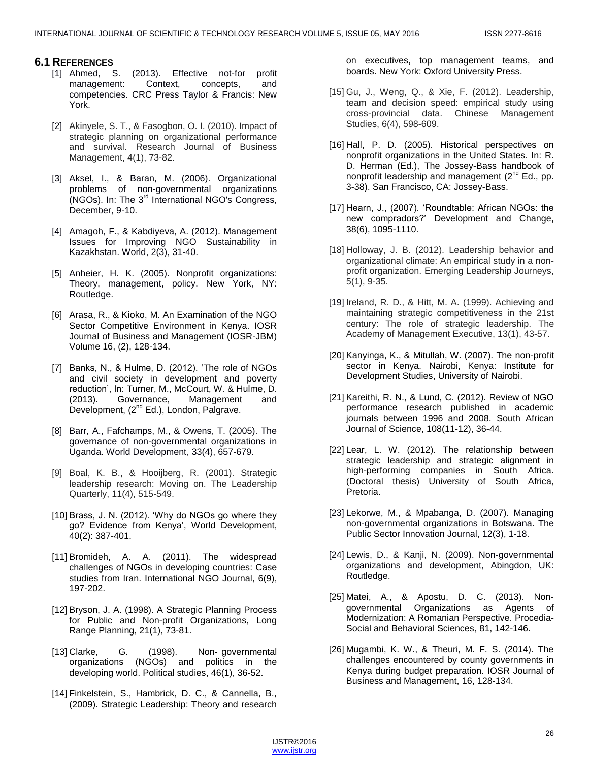## 6.1 References

[1] Ahmed, S. (2013). Effective not-for profit management: Context, concepts, and competencies. CRC Press Taylor & Francis: New York.

[2] Akinyele, S. T., & Fasogbon, O. I. (2010). Impact of strategic planning on organizational performance and survival. Research Journal of Business Management, 4(1), 73-82.

[3] Aksel, I., & Baran, M. (2006). Organizational problems of non-governmental organizations (NGOs). In: The 3rd International NGO's Congress, December, 9-10.

[4] Amagoh, F., & Kabdiyeva, A. (2012). Management Issues for Improving NGO Sustainability in Kazakhstan. World, 2(3), 31-40.

[5] Anheier, H. K. (2005). Nonprofit organizations: Theory, management, policy. New York, NY: Routledge.

[6] Arasa, R., & Kioko, M. An Examination of the NGO Sector Competitive Environment in Kenya. IOSR Journal of Business and Management (IOSR-JBM) Volume 16, (2), 128-134.

[7] Banks, N., & Hulme, D. (2012). 'The role of NGOs and civil society in development and poverty reduction', In: Turner, M., McCourt, W. & Hulme, D. (2013). Governance, Management and Development, (2nd Ed.), London, Palgrave.

[8] Barr, A., Fafchamps, M., & Owens, T. (2005). The governance of non-governmental organizations in Uganda. World Development, 33(4), 657-679.

[9] Boal, K. B., & Hooijberg, R. (2001). Strategic leadership research: Moving on. The Leadership Quarterly, 11(4), 515-549.

[10] Brass, J. N. (2012). 'Why do NGOs go where they go? Evidence from Kenya', World Development, 40(2): 387-401.

[11] Bromideh, A. A. (2011). The widespread challenges of NGOs in developing countries: Case studies from Iran. International NGO Journal, 6(9), 197-202.

[12] Bryson, J. A. (1998). A Strategic Planning Process for Public and Non-profit Organizations, Long Range Planning, 21(1), 73-81.

[13] Clarke, G. (1998). Non- governmental organizations (NGOs) and politics in the developing world. Political studies, 46(1), 36-52.

[14] Finkelstein, S., Hambrick, D. C., & Cannella, B., (2009). Strategic Leadership: Theory and research on executives, top management teams, and boards. New York: Oxford University Press.

[15] Gu, J., Weng, Q., & Xie, F. (2012). Leadership, team and decision speed: empirical study using cross-provincial data. Chinese Management Studies, 6(4), 598-609.

[16] Hall, P. D. (2005). Historical perspectives on nonprofit organizations in the United States. In: R. D. Herman (Ed.), The Jossey-Bass handbook of nonprofit leadership and management (2nd Ed., pp. 3-38). San Francisco, CA: Jossey-Bass.

[17] Hearn, J., (2007). 'Roundtable: African NGOs: the new compradors?' Development and Change, 38(6), 1095-1110.

[18] Holloway, J. B. (2012). Leadership behavior and organizational climate: An empirical study in a non-profit organization. Emerging Leadership Journeys, 5(1), 9-35.

[19] Ireland, R. D., & Hitt, M. A. (1999). Achieving and maintaining strategic competitiveness in the 21st century: The role of strategic leadership. The Academy of Management Executive, 13(1), 43-57.

[20] Kanyinga, K., & Mitullah, W. (2007). The non-profit sector in Kenya. Nairobi, Kenya: Institute for Development Studies, University of Nairobi.

[21] Kareithi, R. N., & Lund, C. (2012). Review of NGO performance research published in academic journals between 1996 and 2008. South African Journal of Science, 108(11-12), 36-44.

[22] Lear, L. W. (2012). The relationship between strategic leadership and strategic alignment in high-performing companies in South Africa. (Doctoral thesis) University of South Africa, Pretoria.

[23] Lekorwe, M., & Mpabanga, D. (2007). Managing non-governmental organizations in Botswana. The Public Sector Innovation Journal, 12(3), 1-18.

[24] Lewis, D., & Kanji, N. (2009). Non-governmental organizations and development, Abingdon, UK: Routledge.

[25] Matei, A., & Apostu, D. C. (2013). Non-governmental Organizations as Agents of Modernization: A Romanian Perspective. Procedia-Social and Behavioral Sciences, 81, 142-146.

[26] Mugambi, K. W., & Theuri, M. F. S. (2014). The challenges encountered by county governments in Kenya during budget preparation. IOSR Journal of Business and Management, 16, 128-134.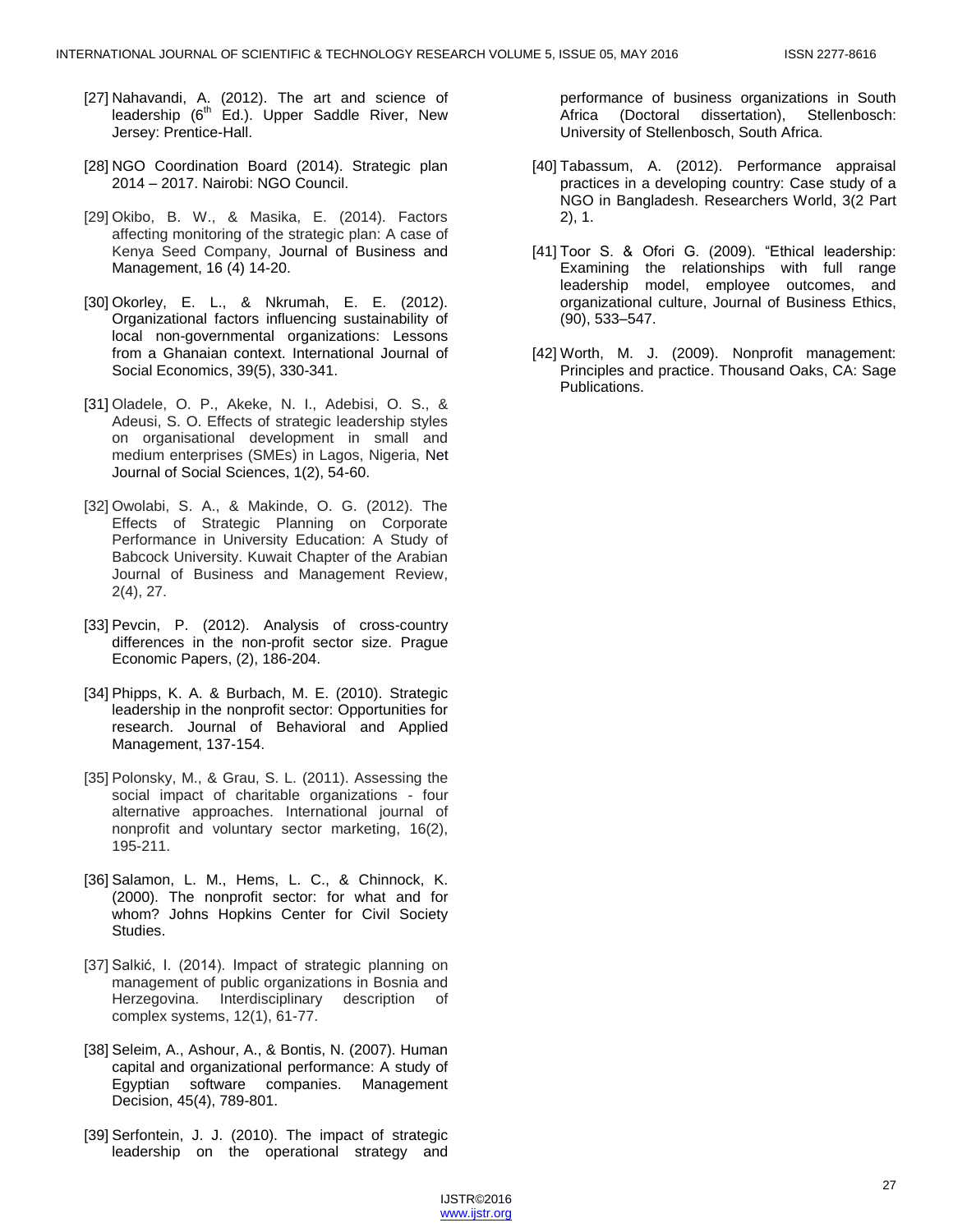[27] Nahavandi, A. (2012). The art and science of leadership (6th Ed.). Upper Saddle River, New Jersey: Prentice-Hall.

[28] NGO Coordination Board (2014). Strategic plan 2014 – 2017. Nairobi: NGO Council.

[29] Okibo, B. W., & Masika, E. (2014). Factors affecting monitoring of the strategic plan: A case of Kenya Seed Company, Journal of Business and Management, 16 (4) 14-20.

[30] Okorley, E. L., & Nkrumah, E. E. (2012). Organizational factors influencing sustainability of local non-governmental organizations: Lessons from a Ghanaian context. International Journal of Social Economics, 39(5), 330-341.

[31] Oladele, O. P., Akeke, N. I., Adebisi, O. S., & Adeusi, S. O. Effects of strategic leadership styles on organisational development in small and medium enterprises (SMEs) in Lagos, Nigeria, Net Journal of Social Sciences, 1(2), 54-60.

[32] Owolabi, S. A., & Makinde, O. G. (2012). The Effects of Strategic Planning on Corporate Performance in University Education: A Study of Babcock University. Kuwait Chapter of the Arabian Journal of Business and Management Review, 2(4), 27.

[33] Pevcin, P. (2012). Analysis of cross-country differences in the non-profit sector size. Prague Economic Papers, (2), 186-204.

[34] Phipps, K. A. & Burbach, M. E. (2010). Strategic leadership in the nonprofit sector: Opportunities for research. Journal of Behavioral and Applied Management, 137-154.

[35] Polonsky, M., & Grau, S. L. (2011). Assessing the social impact of charitable organizations - four alternative approaches. International journal of nonprofit and voluntary sector marketing, 16(2), 195-211.

[36] Salamon, L. M., Hems, L. C., & Chinnock, K. (2000). The nonprofit sector: for what and for whom? Johns Hopkins Center for Civil Society Studies.

[37] Salkić, I. (2014). Impact of strategic planning on management of public organizations in Bosnia and Herzegovina. Interdisciplinary description of complex systems, 12(1), 61-77.

[38] Seleim, A., Ashour, A., & Bontis, N. (2007). Human capital and organizational performance: A study of Egyptian software companies. Management Decision, 45(4), 789-801.

[39] Serfontein, J. J. (2010). The impact of strategic leadership on the operational strategy and performance of business organizations in South Africa (Doctoral dissertation), Stellenbosch: University of Stellenbosch, South Africa.

[40] Tabassum, A. (2012). Performance appraisal practices in a developing country: Case study of a NGO in Bangladesh. Researchers World, 3(2 Part 2), 1.

[41] Toor S. & Ofori G. (2009). "Ethical leadership: Examining the relationships with full range leadership model, employee outcomes, and organizational culture, Journal of Business Ethics, (90), 533–547.

[42] Worth, M. J. (2009). Nonprofit management: Principles and practice. Thousand Oaks, CA: Sage Publications.